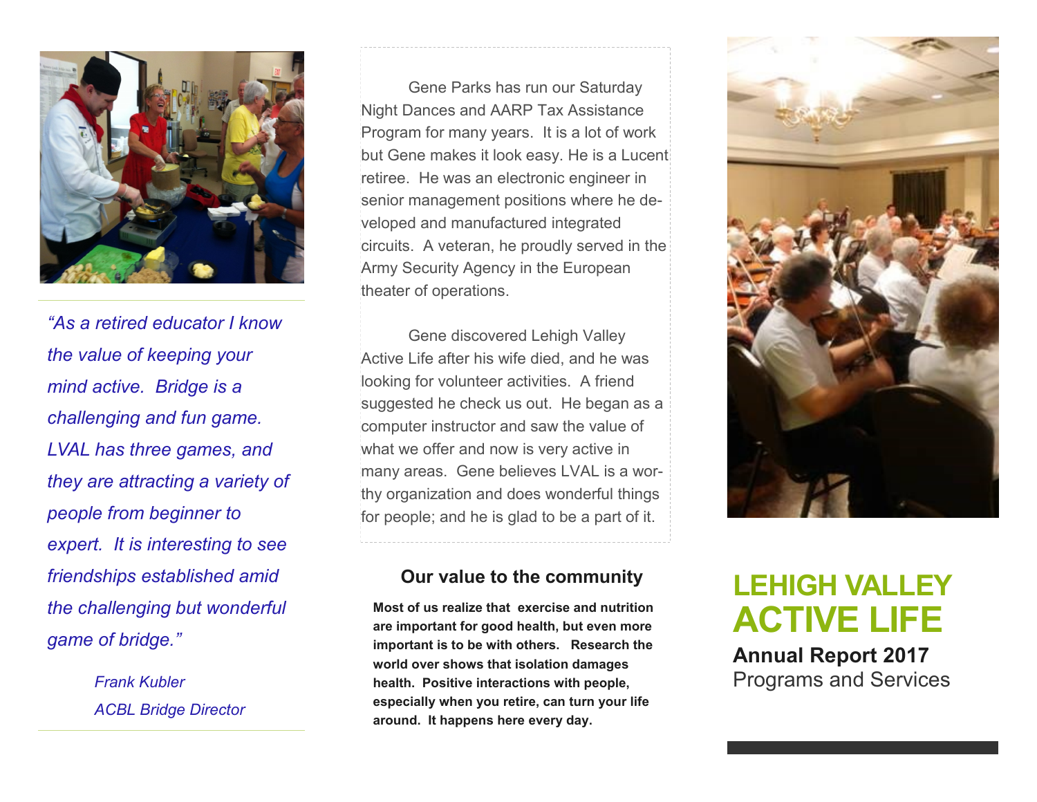*"As a retired educator I know the value of keeping your mind active. Bridge is a challenging and fun game. LVAL has three games, and they are attracting a variety of people from beginner to expert. It is interesting to see friendships established amid the challenging but wonderful game of bridge."*

*Frank Kubler*
*ACBL Bridge Director*

Gene Parks has run our Saturday Night Dances and AARP Tax Assistance Program for many years. It is a lot of work but Gene makes it look easy. He is a Lucent retiree. He was an electronic engineer in senior management positions where he developed and manufactured integrated circuits. A veteran, he proudly served in the Army Security Agency in the European theater of operations.

Gene discovered Lehigh Valley Active Life after his wife died, and he was looking for volunteer activities. A friend suggested he check us out. He began as a computer instructor and saw the value of what we offer and now is very active in many areas. Gene believes LVAL is a worthy organization and does wonderful things for people; and he is glad to be a part of it.

### Our value to the community

**Most of us realize that exercise and nutrition are important for good health, but even more important is to be with others. Research the world over shows that isolation damages health. Positive interactions with people, especially when you retire, can turn your life around. It happens here every day.**

# LEHIGH VALLEY ACTIVE LIFE

**Annual Report 2017**

Programs and Services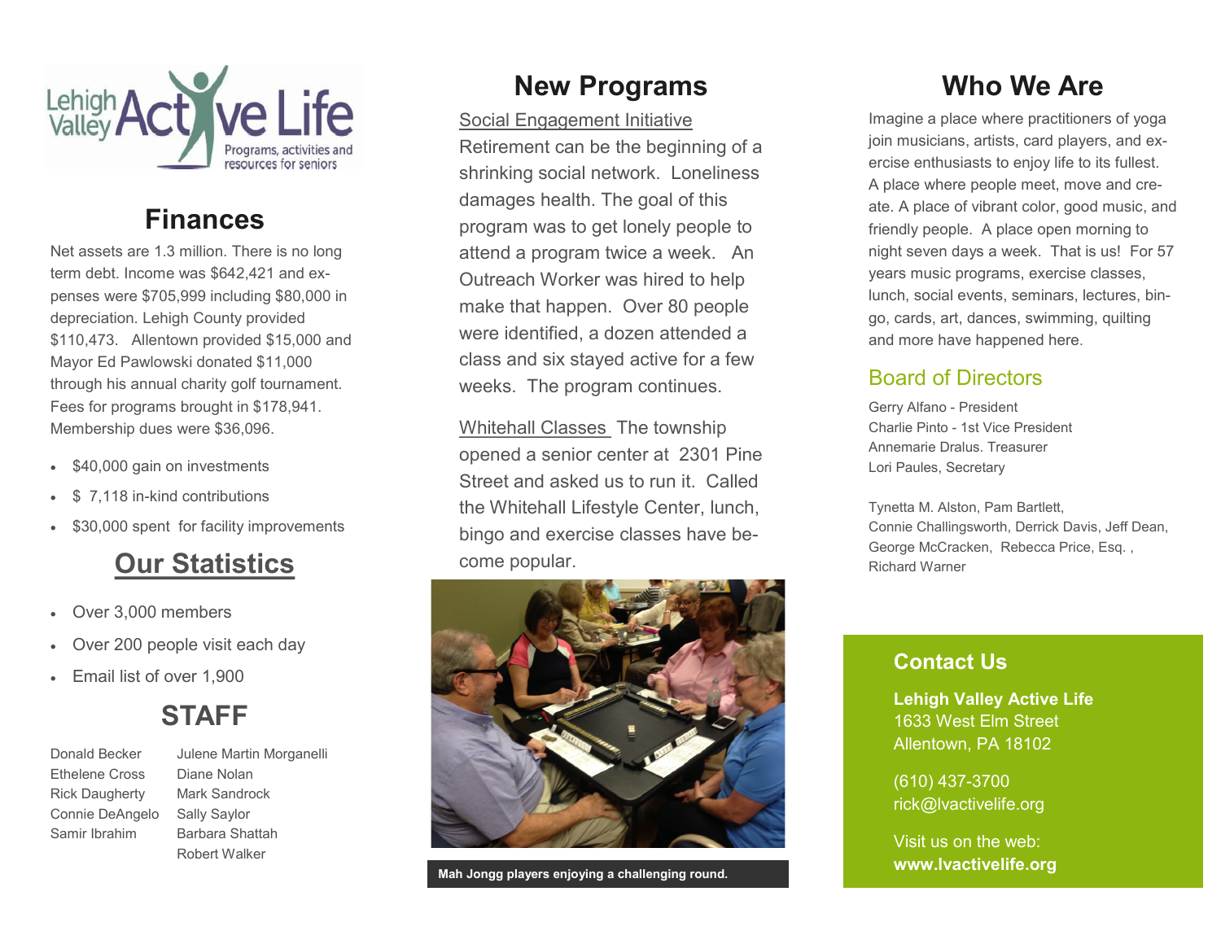Lehigh Valley Active Life

Programs, activities and resources for seniors

## Finances

Net assets are 1.3 million. There is no long term debt. Income was $642,421 and expenses were $705,999 including $80,000 in depreciation. Lehigh County provided $110,473. Allentown provided $15,000 and Mayor Ed Pawlowski donated $11,000 through his annual charity golf tournament. Fees for programs brought in $178,941. Membership dues were $36,096.

- $40,000 gain on investments
- $ 7,118 in-kind contributions
- $30,000 spent for facility improvements

## Our Statistics

- Over 3,000 members
- Over 200 people visit each day
- Email list of over 1,900

## STAFF

Donald Becker
Ethelene Cross
Rick Daugherty
Connie DeAngelo
Samir Ibrahim
Julene Martin Morganelli
Diane Nolan
Mark Sandrock
Sally Saylor
Barbara Shattah
Robert Walker

## New Programs

Social Engagement Initiative

Retirement can be the beginning of a shrinking social network. Loneliness damages health. The goal of this program was to get lonely people to attend a program twice a week. An Outreach Worker was hired to help make that happen. Over 80 people were identified, a dozen attended a class and six stayed active for a few weeks. The program continues.

Whitehall Classes The township opened a senior center at 2301 Pine Street and asked us to run it. Called the Whitehall Lifestyle Center, lunch, bingo and exercise classes have become popular.

**Mah Jongg players enjoying a challenging round.**

## Who We Are

Imagine a place where practitioners of yoga join musicians, artists, card players, and exercise enthusiasts to enjoy life to its fullest. A place where people meet, move and create. A place of vibrant color, good music, and friendly people. A place open morning to night seven days a week. That is us! For 57 years music programs, exercise classes, lunch, social events, seminars, lectures, bingo, cards, art, dances, swimming, quilting and more have happened here.

### Board of Directors

Gerry Alfano - President
Charlie Pinto - 1st Vice President
Annemarie Dralus. Treasurer
Lori Paules, Secretary

Tynetta M. Alston, Pam Bartlett,
Connie Challingsworth, Derrick Davis, Jeff Dean,
George McCracken, Rebecca Price, Esq. ,
Richard Warner

### Contact Us

**Lehigh Valley Active Life**
1633 West Elm Street
Allentown, PA 18102

(610) 437-3700
rick@lvactivelife.org

Visit us on the web:
**www.lvactivelife.org**